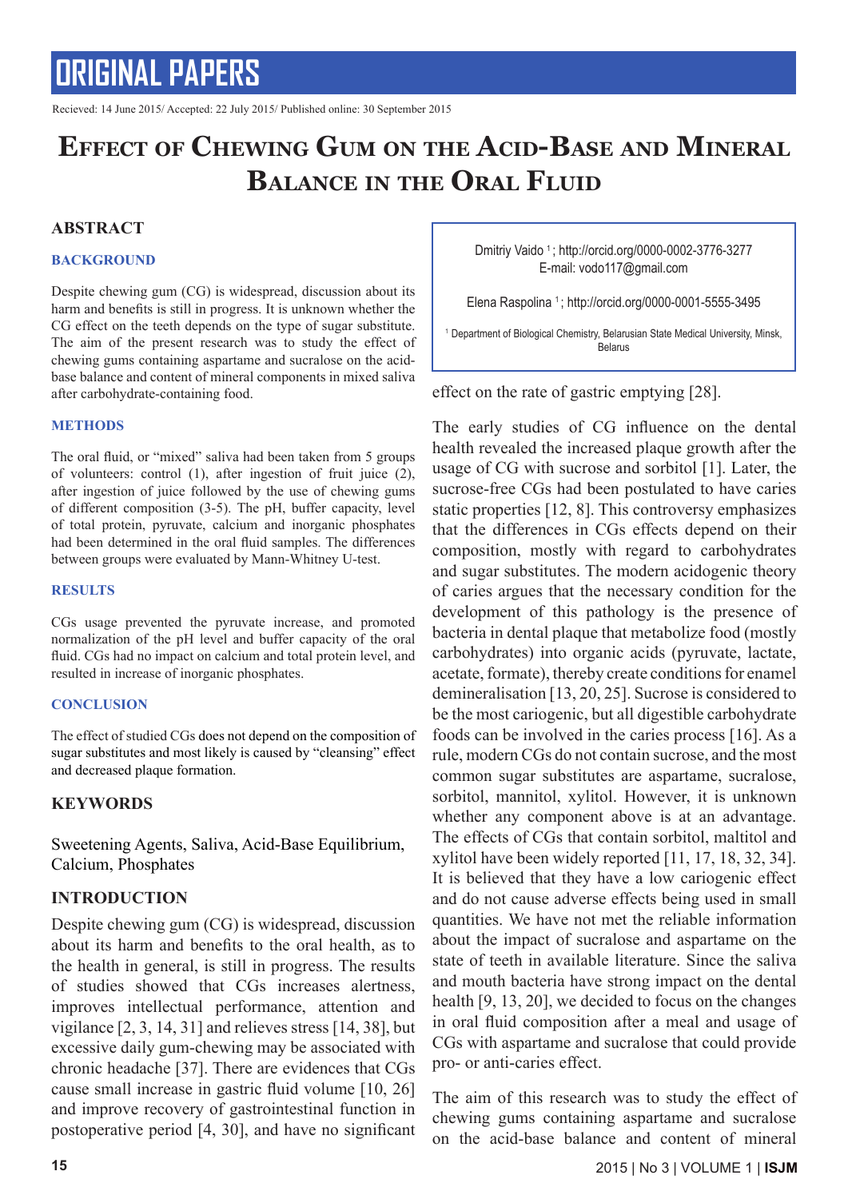# ORIGINAL PAPERS

Recieved: 14 June 2015/ Accepted: 22 July 2015/ Published online: 30 September 2015

# Effect of Chewing Gum on the Acid-Base and Mineral Balance in the Oral Fluid

Dmitriy Vaido [1]; http://orcid.org/0000-0002-3776-3277
E-mail: vodo117@gmail.com

Elena Raspolina [1]; http://orcid.org/0000-0001-5555-3495

[1] Department of Biological Chemistry, Belarusian State Medical University, Minsk, Belarus

## ABSTRACT

### BACKGROUND

Despite chewing gum (CG) is widespread, discussion about its harm and benefits is still in progress. It is unknown whether the CG effect on the teeth depends on the type of sugar substitute. The aim of the present research was to study the effect of chewing gums containing aspartame and sucralose on the acid-base balance and content of mineral components in mixed saliva after carbohydrate-containing food.

### METHODS

The oral fluid, or "mixed" saliva had been taken from 5 groups of volunteers: control (1), after ingestion of fruit juice (2), after ingestion of juice followed by the use of chewing gums of different composition (3-5). The pH, buffer capacity, level of total protein, pyruvate, calcium and inorganic phosphates had been determined in the oral fluid samples. The differences between groups were evaluated by Mann-Whitney U-test.

### RESULTS

CGs usage prevented the pyruvate increase, and promoted normalization of the pH level and buffer capacity of the oral fluid. CGs had no impact on calcium and total protein level, and resulted in increase of inorganic phosphates.

### CONCLUSION

The effect of studied CGs does not depend on the composition of sugar substitutes and most likely is caused by "cleansing" effect and decreased plaque formation.

## KEYWORDS

Sweetening Agents, Saliva, Acid-Base Equilibrium, Calcium, Phosphates

## INTRODUCTION

Despite chewing gum (CG) is widespread, discussion about its harm and benefits to the oral health, as to the health in general, is still in progress. The results of studies showed that CGs increases alertness, improves intellectual performance, attention and vigilance [2, 3, 14, 31] and relieves stress [14, 38], but excessive daily gum-chewing may be associated with chronic headache [37]. There are evidences that CGs cause small increase in gastric fluid volume [10, 26] and improve recovery of gastrointestinal function in postoperative period [4, 30], and have no significant effect on the rate of gastric emptying [28].

The early studies of CG influence on the dental health revealed the increased plaque growth after the usage of CG with sucrose and sorbitol [1]. Later, the sucrose-free CGs had been postulated to have caries static properties [12, 8]. This controversy emphasizes that the differences in CGs effects depend on their composition, mostly with regard to carbohydrates and sugar substitutes. The modern acidogenic theory of caries argues that the necessary condition for the development of this pathology is the presence of bacteria in dental plaque that metabolize food (mostly carbohydrates) into organic acids (pyruvate, lactate, acetate, formate), thereby create conditions for enamel demineralisation [13, 20, 25]. Sucrose is considered to be the most cariogenic, but all digestible carbohydrate foods can be involved in the caries process [16]. As a rule, modern CGs do not contain sucrose, and the most common sugar substitutes are aspartame, sucralose, sorbitol, mannitol, xylitol. However, it is unknown whether any component above is at an advantage. The effects of CGs that contain sorbitol, maltitol and xylitol have been widely reported [11, 17, 18, 32, 34]. It is believed that they have a low cariogenic effect and do not cause adverse effects being used in small quantities. We have not met the reliable information about the impact of sucralose and aspartame on the state of teeth in available literature. Since the saliva and mouth bacteria have strong impact on the dental health [9, 13, 20], we decided to focus on the changes in oral fluid composition after a meal and usage of CGs with aspartame and sucralose that could provide pro- or anti-caries effect.

The aim of this research was to study the effect of chewing gums containing aspartame and sucralose on the acid-base balance and content of mineral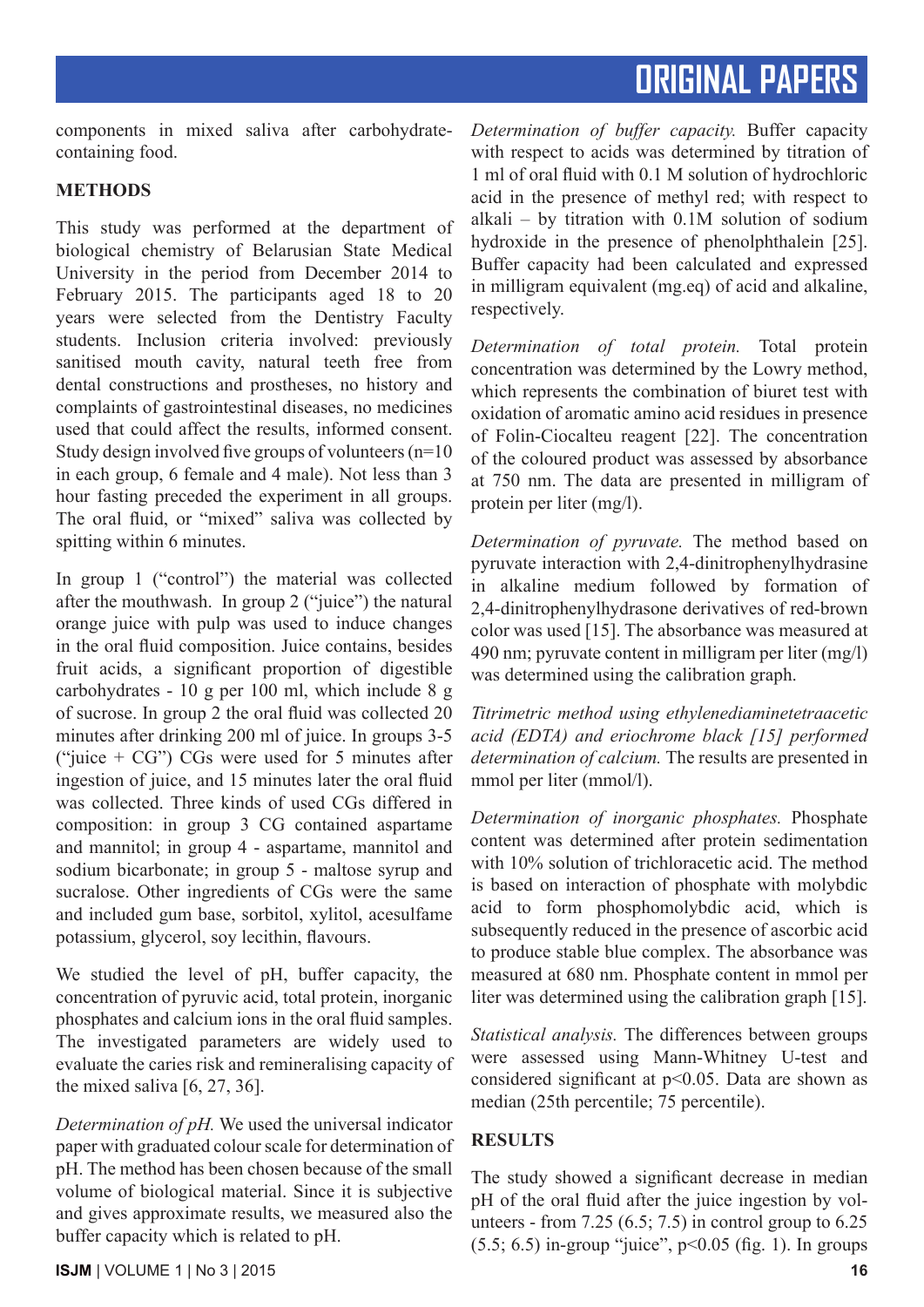components in mixed saliva after carbohydrate-containing food.

## METHODS

This study was performed at the department of biological chemistry of Belarusian State Medical University in the period from December 2014 to February 2015. The participants aged 18 to 20 years were selected from the Dentistry Faculty students. Inclusion criteria involved: previously sanitised mouth cavity, natural teeth free from dental constructions and prostheses, no history and complaints of gastrointestinal diseases, no medicines used that could affect the results, informed consent. Study design involved five groups of volunteers (n=10 in each group, 6 female and 4 male). Not less than 3 hour fasting preceded the experiment in all groups. The oral fluid, or "mixed" saliva was collected by spitting within 6 minutes.

In group 1 ("control") the material was collected after the mouthwash. In group 2 ("juice") the natural orange juice with pulp was used to induce changes in the oral fluid composition. Juice contains, besides fruit acids, a significant proportion of digestible carbohydrates - 10 g per 100 ml, which include 8 g of sucrose. In group 2 the oral fluid was collected 20 minutes after drinking 200 ml of juice. In groups 3-5 ("juice + CG") CGs were used for 5 minutes after ingestion of juice, and 15 minutes later the oral fluid was collected. Three kinds of used CGs differed in composition: in group 3 CG contained aspartame and mannitol; in group 4 - aspartame, mannitol and sodium bicarbonate; in group 5 - maltose syrup and sucralose. Other ingredients of CGs were the same and included gum base, sorbitol, xylitol, acesulfame potassium, glycerol, soy lecithin, flavours.

We studied the level of pH, buffer capacity, the concentration of pyruvic acid, total protein, inorganic phosphates and calcium ions in the oral fluid samples. The investigated parameters are widely used to evaluate the caries risk and remineralising capacity of the mixed saliva [6, 27, 36].

*Determination of pH.* We used the universal indicator paper with graduated colour scale for determination of pH. The method has been chosen because of the small volume of biological material. Since it is subjective and gives approximate results, we measured also the buffer capacity which is related to pH.

*Determination of buffer capacity.* Buffer capacity with respect to acids was determined by titration of 1 ml of oral fluid with 0.1 M solution of hydrochloric acid in the presence of methyl red; with respect to alkali – by titration with 0.1M solution of sodium hydroxide in the presence of phenolphthalein [25]. Buffer capacity had been calculated and expressed in milligram equivalent (mg.eq) of acid and alkaline, respectively.

*Determination of total protein.* Total protein concentration was determined by the Lowry method, which represents the combination of biuret test with oxidation of aromatic amino acid residues in presence of Folin-Ciocalteu reagent [22]. The concentration of the coloured product was assessed by absorbance at 750 nm. The data are presented in milligram of protein per liter (mg/l).

*Determination of pyruvate.* The method based on pyruvate interaction with 2,4-dinitrophenylhydrasine in alkaline medium followed by formation of 2,4-dinitrophenylhydrasone derivatives of red-brown color was used [15]. The absorbance was measured at 490 nm; pyruvate content in milligram per liter (mg/l) was determined using the calibration graph.

*Titrimetric method using ethylenediaminetetraacetic acid (EDTA) and eriochrome black [15] performed determination of calcium.* The results are presented in mmol per liter (mmol/l).

*Determination of inorganic phosphates.* Phosphate content was determined after protein sedimentation with 10% solution of trichloracetic acid. The method is based on interaction of phosphate with molybdic acid to form phosphomolybdic acid, which is subsequently reduced in the presence of ascorbic acid to produce stable blue complex. The absorbance was measured at 680 nm. Phosphate content in mmol per liter was determined using the calibration graph [15].

*Statistical analysis.* The differences between groups were assessed using Mann-Whitney U-test and considered significant at $p<0.05$. Data are shown as median (25th percentile; 75 percentile).

## RESULTS

The study showed a significant decrease in median pH of the oral fluid after the juice ingestion by volunteers - from 7.25 (6.5; 7.5) in control group to 6.25 (5.5; 6.5) in-group "juice", $p<0.05$ (fig. 1). In groups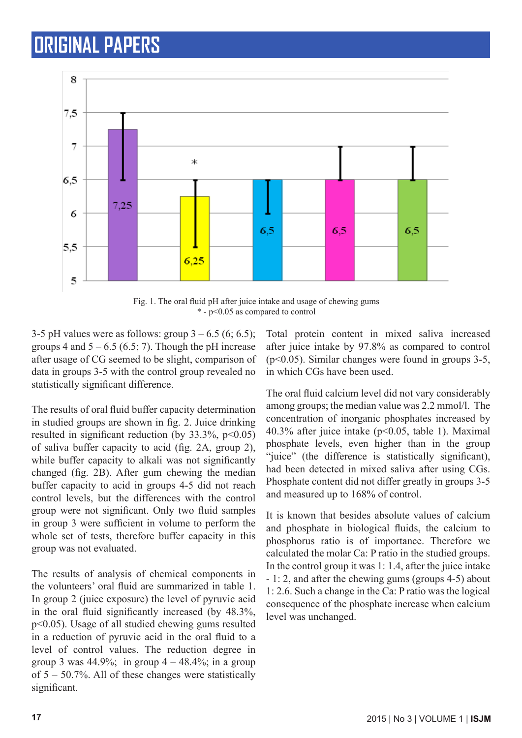Fig. 1. The oral fluid pH after juice intake and usage of chewing gums
* - $p<0.05$ as compared to control

3-5 pH values were as follows: group 3 – 6.5 (6; 6.5); groups 4 and 5 – 6.5 (6.5; 7). Though the pH increase after usage of CG seemed to be slight, comparison of data in groups 3-5 with the control group revealed no statistically significant difference.

The results of oral fluid buffer capacity determination in studied groups are shown in fig. 2. Juice drinking resulted in significant reduction (by 33.3%, $p<0.05$) of saliva buffer capacity to acid (fig. 2A, group 2), while buffer capacity to alkali was not significantly changed (fig. 2B). After gum chewing the median buffer capacity to acid in groups 4-5 did not reach control levels, but the differences with the control group were not significant. Only two fluid samples in group 3 were sufficient in volume to perform the whole set of tests, therefore buffer capacity in this group was not evaluated.

The results of analysis of chemical components in the volunteers' oral fluid are summarized in table 1. In group 2 (juice exposure) the level of pyruvic acid in the oral fluid significantly increased (by 48.3%, $p<0.05$). Usage of all studied chewing gums resulted in a reduction of pyruvic acid in the oral fluid to a level of control values. The reduction degree in group 3 was 44.9%; in group 4 – 48.4%; in a group of 5 – 50.7%. All of these changes were statistically significant.

Total protein content in mixed saliva increased after juice intake by 97.8% as compared to control ($p<0.05$). Similar changes were found in groups 3-5, in which CGs have been used.

The oral fluid calcium level did not vary considerably among groups; the median value was 2.2 mmol/l. The concentration of inorganic phosphates increased by 40.3% after juice intake ($p<0.05$, table 1). Maximal phosphate levels, even higher than in the group "juice" (the difference is statistically significant), had been detected in mixed saliva after using CGs. Phosphate content did not differ greatly in groups 3-5 and measured up to 168% of control.

It is known that besides absolute values of calcium and phosphate in biological fluids, the calcium to phosphorus ratio is of importance. Therefore we calculated the molar Ca: P ratio in the studied groups. In the control group it was 1: 1.4, after the juice intake - 1: 2, and after the chewing gums (groups 4-5) about 1: 2.6. Such a change in the Ca: P ratio was the logical consequence of the phosphate increase when calcium level was unchanged.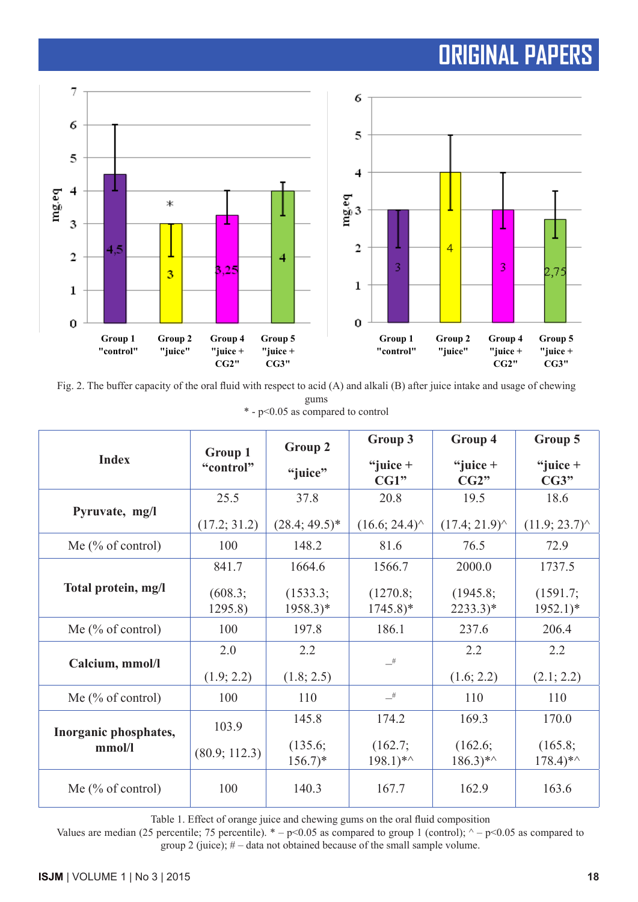Fig. 2. The buffer capacity of the oral fluid with respect to acid (A) and alkali (B) after juice intake and usage of chewing gums

* - p<0.05 as compared to control

| Index | Group 1 “control” | Group 2 “juice” | Group 3 “juice + CG1” | Group 4 “juice + CG2” | Group 5 “juice + CG3” |
|---|---|---|---|---|---|
| **Pyruvate, mg/l** | 25.5 (17.2; 31.2) | 37.8 (28.4; 49.5)* | 20.8 (16.6; 24.4)^ | 19.5 (17.4; 21.9)^ | 18.6 (11.9; 23.7)^ |
| Me (% of control) | 100 | 148.2 | 81.6 | 76.5 | 72.9 |
| **Total protein, mg/l** | 841.7 (608.3; 1295.8) | 1664.6 (1533.3; 1958.3)* | 1566.7 (1270.8; 1745.8)* | 2000.0 (1945.8; 2233.3)* | 1737.5 (1591.7; 1952.1)* |
| Me (% of control) | 100 | 197.8 | 186.1 | 237.6 | 206.4 |
| **Calcium, mmol/l** | 2.0 (1.9; 2.2) | 2.2 (1.8; 2.5) | –# | 2.2 (1.6; 2.2) | 2.2 (2.1; 2.2) |
| Me (% of control) | 100 | 110 | –# | 110 | 110 |
| **Inorganic phosphates, mmol/l** | 103.9 (80.9; 112.3) | 145.8 (135.6; 156.7)* | 174.2 (162.7; 198.1)*^ | 169.3 (162.6; 186.3)*^ | 170.0 (165.8; 178.4)*^ |
| Me (% of control) | 100 | 140.3 | 167.7 | 162.9 | 163.6 |

Table 1. Effect of orange juice and chewing gums on the oral fluid composition

Values are median (25 percentile; 75 percentile). * – p<0.05 as compared to group 1 (control); ^ – p<0.05 as compared to group 2 (juice); # – data not obtained because of the small sample volume.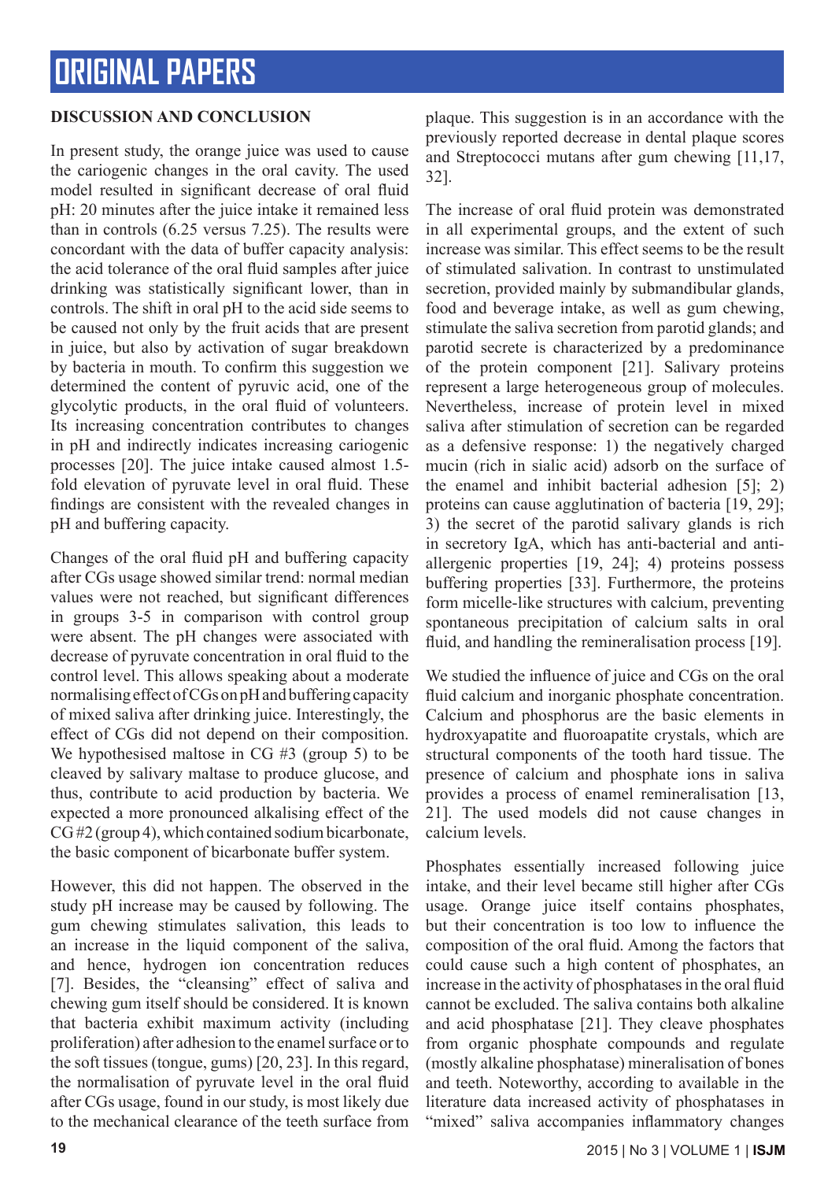## DISCUSSION AND CONCLUSION

In present study, the orange juice was used to cause the cariogenic changes in the oral cavity. The used model resulted in significant decrease of oral fluid pH: 20 minutes after the juice intake it remained less than in controls (6.25 versus 7.25). The results were concordant with the data of buffer capacity analysis: the acid tolerance of the oral fluid samples after juice drinking was statistically significant lower, than in controls. The shift in oral pH to the acid side seems to be caused not only by the fruit acids that are present in juice, but also by activation of sugar breakdown by bacteria in mouth. To confirm this suggestion we determined the content of pyruvic acid, one of the glycolytic products, in the oral fluid of volunteers. Its increasing concentration contributes to changes in pH and indirectly indicates increasing cariogenic processes [20]. The juice intake caused almost 1.5-fold elevation of pyruvate level in oral fluid. These findings are consistent with the revealed changes in pH and buffering capacity.

Changes of the oral fluid pH and buffering capacity after CGs usage showed similar trend: normal median values were not reached, but significant differences in groups 3-5 in comparison with control group were absent. The pH changes were associated with decrease of pyruvate concentration in oral fluid to the control level. This allows speaking about a moderate normalising effect of CGs on pH and buffering capacity of mixed saliva after drinking juice. Interestingly, the effect of CGs did not depend on their composition. We hypothesised maltose in CG #3 (group 5) to be cleaved by salivary maltase to produce glucose, and thus, contribute to acid production by bacteria. We expected a more pronounced alkalising effect of the CG #2 (group 4), which contained sodium bicarbonate, the basic component of bicarbonate buffer system.

However, this did not happen. The observed in the study pH increase may be caused by following. The gum chewing stimulates salivation, this leads to an increase in the liquid component of the saliva, and hence, hydrogen ion concentration reduces [7]. Besides, the "cleansing" effect of saliva and chewing gum itself should be considered. It is known that bacteria exhibit maximum activity (including proliferation) after adhesion to the enamel surface or to the soft tissues (tongue, gums) [20, 23]. In this regard, the normalisation of pyruvate level in the oral fluid after CGs usage, found in our study, is most likely due to the mechanical clearance of the teeth surface from plaque. This suggestion is in an accordance with the previously reported decrease in dental plaque scores and Streptococci mutans after gum chewing [11,17, 32].

The increase of oral fluid protein was demonstrated in all experimental groups, and the extent of such increase was similar. This effect seems to be the result of stimulated salivation. In contrast to unstimulated secretion, provided mainly by submandibular glands, food and beverage intake, as well as gum chewing, stimulate the saliva secretion from parotid glands; and parotid secrete is characterized by a predominance of the protein component [21]. Salivary proteins represent a large heterogeneous group of molecules. Nevertheless, increase of protein level in mixed saliva after stimulation of secretion can be regarded as a defensive response: 1) the negatively charged mucin (rich in sialic acid) adsorb on the surface of the enamel and inhibit bacterial adhesion [5]; 2) proteins can cause agglutination of bacteria [19, 29]; 3) the secret of the parotid salivary glands is rich in secretory IgA, which has anti-bacterial and anti-allergenic properties [19, 24]; 4) proteins possess buffering properties [33]. Furthermore, the proteins form micelle-like structures with calcium, preventing spontaneous precipitation of calcium salts in oral fluid, and handling the remineralisation process [19].

We studied the influence of juice and CGs on the oral fluid calcium and inorganic phosphate concentration. Calcium and phosphorus are the basic elements in hydroxyapatite and fluoroapatite crystals, which are structural components of the tooth hard tissue. The presence of calcium and phosphate ions in saliva provides a process of enamel remineralisation [13, 21]. The used models did not cause changes in calcium levels.

Phosphates essentially increased following juice intake, and their level became still higher after CGs usage. Orange juice itself contains phosphates, but their concentration is too low to influence the composition of the oral fluid. Among the factors that could cause such a high content of phosphates, an increase in the activity of phosphatases in the oral fluid cannot be excluded. The saliva contains both alkaline and acid phosphatase [21]. They cleave phosphates from organic phosphate compounds and regulate (mostly alkaline phosphatase) mineralisation of bones and teeth. Noteworthy, according to available in the literature data increased activity of phosphatases in "mixed" saliva accompanies inflammatory changes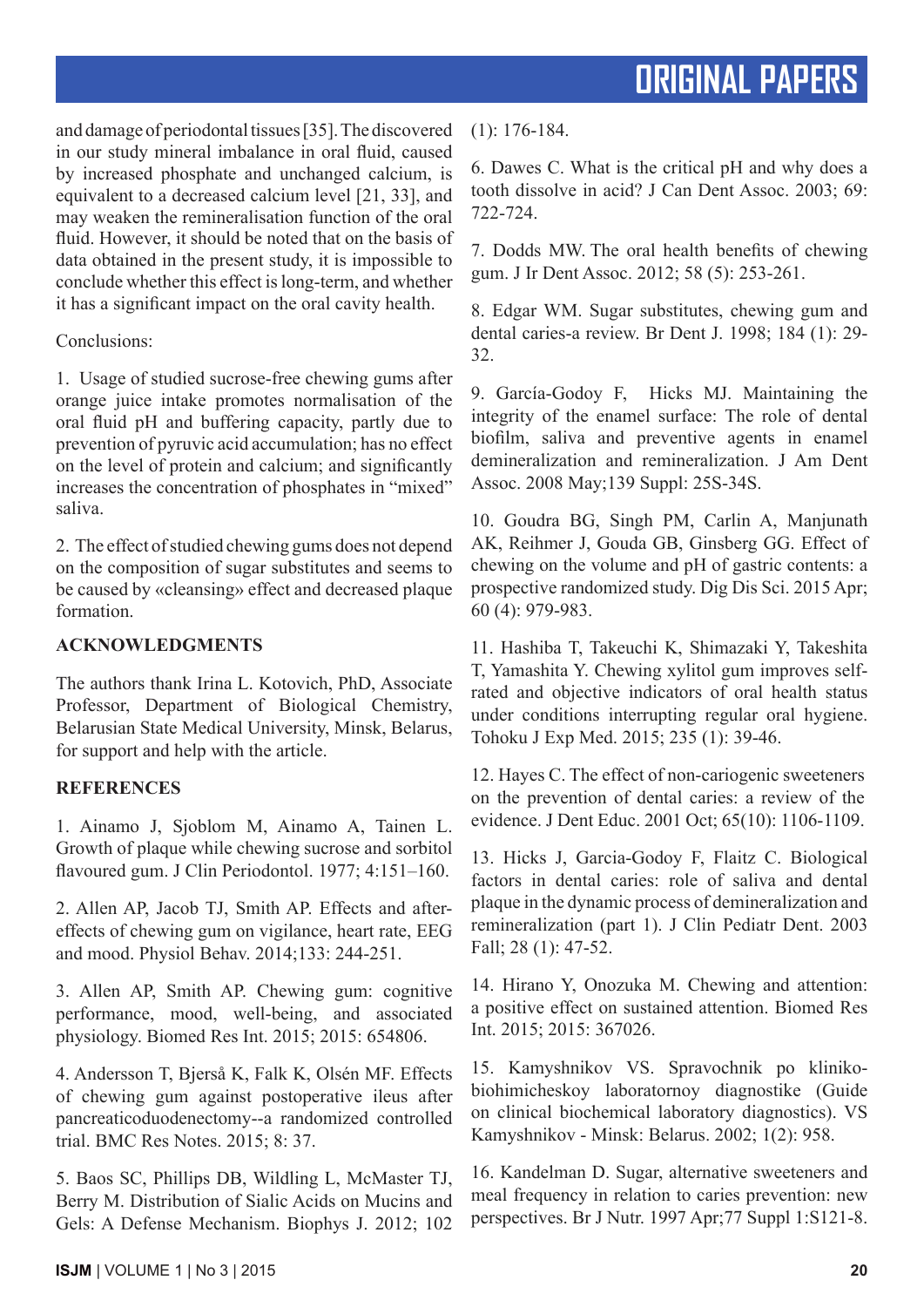and damage of periodontal tissues [35]. The discovered in our study mineral imbalance in oral fluid, caused by increased phosphate and unchanged calcium, is equivalent to a decreased calcium level [21, 33], and may weaken the remineralisation function of the oral fluid. However, it should be noted that on the basis of data obtained in the present study, it is impossible to conclude whether this effect is long-term, and whether it has a significant impact on the oral cavity health.

Conclusions:

1. Usage of studied sucrose-free chewing gums after orange juice intake promotes normalisation of the oral fluid pH and buffering capacity, partly due to prevention of pyruvic acid accumulation; has no effect on the level of protein and calcium; and significantly increases the concentration of phosphates in "mixed" saliva.

2. The effect of studied chewing gums does not depend on the composition of sugar substitutes and seems to be caused by «cleansing» effect and decreased plaque formation.

### ACKNOWLEDGMENTS

The authors thank Irina L. Kotovich, PhD, Associate Professor, Department of Biological Chemistry, Belarusian State Medical University, Minsk, Belarus, for support and help with the article.

### REFERENCES

1. Ainamo J, Sjoblom M, Ainamo A, Tainen L. Growth of plaque while chewing sucrose and sorbitol flavoured gum. J Clin Periodontol. 1977; 4:151–160.

2. Allen AP, Jacob TJ, Smith AP. Effects and after-effects of chewing gum on vigilance, heart rate, EEG and mood. Physiol Behav. 2014;133: 244-251.

3. Allen AP, Smith AP. Chewing gum: cognitive performance, mood, well-being, and associated physiology. Biomed Res Int. 2015; 2015: 654806.

4. Andersson T, Bjerså K, Falk K, Olsén MF. Effects of chewing gum against postoperative ileus after pancreaticoduodenectomy--a randomized controlled trial. BMC Res Notes. 2015; 8: 37.

5. Baos SC, Phillips DB, Wildling L, McMaster TJ, Berry M. Distribution of Sialic Acids on Mucins and Gels: A Defense Mechanism. Biophys J. 2012; 102 (1): 176-184.

6. Dawes C. What is the critical pH and why does a tooth dissolve in acid? J Can Dent Assoc. 2003; 69: 722-724.

7. Dodds MW. The oral health benefits of chewing gum. J Ir Dent Assoc. 2012; 58 (5): 253-261.

8. Edgar WM. Sugar substitutes, chewing gum and dental caries-a review. Br Dent J. 1998; 184 (1): 29-32.

9. García-Godoy F, Hicks MJ. Maintaining the integrity of the enamel surface: The role of dental biofilm, saliva and preventive agents in enamel demineralization and remineralization. J Am Dent Assoc. 2008 May;139 Suppl: 25S-34S.

10. Goudra BG, Singh PM, Carlin A, Manjunath AK, Reihmer J, Gouda GB, Ginsberg GG. Effect of chewing on the volume and pH of gastric contents: a prospective randomized study. Dig Dis Sci. 2015 Apr; 60 (4): 979-983.

11. Hashiba T, Takeuchi K, Shimazaki Y, Takeshita T, Yamashita Y. Chewing xylitol gum improves self-rated and objective indicators of oral health status under conditions interrupting regular oral hygiene. Tohoku J Exp Med. 2015; 235 (1): 39-46.

12. Hayes C. The effect of non-cariogenic sweeteners on the prevention of dental caries: a review of the evidence. J Dent Educ. 2001 Oct; 65(10): 1106-1109.

13. Hicks J, Garcia-Godoy F, Flaitz C. Biological factors in dental caries: role of saliva and dental plaque in the dynamic process of demineralization and remineralization (part 1). J Clin Pediatr Dent. 2003 Fall; 28 (1): 47-52.

14. Hirano Y, Onozuka M. Chewing and attention: a positive effect on sustained attention. Biomed Res Int. 2015; 2015: 367026.

15. Kamyshnikov VS. Spravochnik po kliniko-biohimicheskoy laboratornoy diagnostike (Guide on clinical biochemical laboratory diagnostics). VS Kamyshnikov - Minsk: Belarus. 2002; 1(2): 958.

16. Kandelman D. Sugar, alternative sweeteners and meal frequency in relation to caries prevention: new perspectives. Br J Nutr. 1997 Apr;77 Suppl 1:S121-8.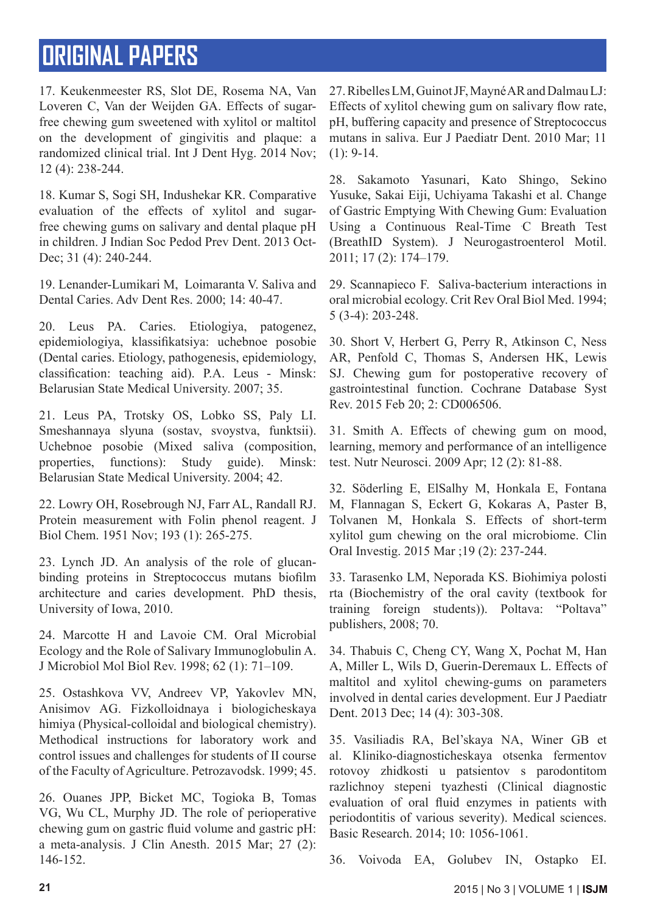17. Keukenmeester RS, Slot DE, Rosema NA, Van Loveren C, Van der Weijden GA. Effects of sugar-free chewing gum sweetened with xylitol or maltitol on the development of gingivitis and plaque: a randomized clinical trial. Int J Dent Hyg. 2014 Nov; 12 (4): 238-244.

18. Kumar S, Sogi SH, Indushekar KR. Comparative evaluation of the effects of xylitol and sugar-free chewing gums on salivary and dental plaque pH in children. J Indian Soc Pedod Prev Dent. 2013 Oct-Dec; 31 (4): 240-244.

19. Lenander-Lumikari M, Loimaranta V. Saliva and Dental Caries. Adv Dent Res. 2000; 14: 40-47.

20. Leus PA. Caries. Etiologiya, patogenez, epidemiologiya, klassifikatsiya: uchebnoe posobie (Dental caries. Etiology, pathogenesis, epidemiology, classification: teaching aid). P.A. Leus - Minsk: Belarusian State Medical University. 2007; 35.

21. Leus PA, Trotsky OS, Lobko SS, Paly LI. Smeshannaya slyuna (sostav, svoystva, funktsii). Uchebnoe posobie (Mixed saliva (composition, properties, functions): Study guide). Minsk: Belarusian State Medical University. 2004; 42.

22. Lowry OH, Rosebrough NJ, Farr AL, Randall RJ. Protein measurement with Folin phenol reagent. J Biol Chem. 1951 Nov; 193 (1): 265-275.

23. Lynch JD. An analysis of the role of glucan-binding proteins in Streptococcus mutans biofilm architecture and caries development. PhD thesis, University of Iowa, 2010.

24. Marcotte H and Lavoie CM. Oral Microbial Ecology and the Role of Salivary Immunoglobulin A. J Microbiol Mol Biol Rev. 1998; 62 (1): 71–109.

25. Ostashkova VV, Andreev VP, Yakovlev MN, Anisimov AG. Fizkolloidnaya i biologicheskaya himiya (Physical-colloidal and biological chemistry). Methodical instructions for laboratory work and control issues and challenges for students of II course of the Faculty of Agriculture. Petrozavodsk. 1999; 45.

26. Ouanes JPP, Bicket MC, Togioka B, Tomas VG, Wu CL, Murphy JD. The role of perioperative chewing gum on gastric fluid volume and gastric pH: a meta-analysis. J Clin Anesth. 2015 Mar; 27 (2): 146-152.

27. Ribelles LM, Guinot JF, Mayné AR and Dalmau LJ: Effects of xylitol chewing gum on salivary flow rate, pH, buffering capacity and presence of Streptococcus mutans in saliva. Eur J Paediatr Dent. 2010 Mar; 11 (1): 9-14.

28. Sakamoto Yasunari, Kato Shingo, Sekino Yusuke, Sakai Eiji, Uchiyama Takashi et al. Change of Gastric Emptying With Chewing Gum: Evaluation Using a Continuous Real-Time ·C Breath Test (BreathID System). J Neurogastroenterol Motil. 2011; 17 (2): 174–179.

29. Scannapieco F. Saliva-bacterium interactions in oral microbial ecology. Crit Rev Oral Biol Med. 1994; 5 (3-4): 203-248.

30. Short V, Herbert G, Perry R, Atkinson C, Ness AR, Penfold C, Thomas S, Andersen HK, Lewis SJ. Chewing gum for postoperative recovery of gastrointestinal function. Cochrane Database Syst Rev. 2015 Feb 20; 2: CD006506.

31. Smith A. Effects of chewing gum on mood, learning, memory and performance of an intelligence test. Nutr Neurosci. 2009 Apr; 12 (2): 81-88.

32. Söderling E, ElSalhy M, Honkala E, Fontana M, Flannagan S, Eckert G, Kokaras A, Paster B, Tolvanen M, Honkala S. Effects of short-term xylitol gum chewing on the oral microbiome. Clin Oral Investig. 2015 Mar ;19 (2): 237-244.

33. Tarasenko LM, Neporada KS. Biohimiya polosti rta (Biochemistry of the oral cavity (textbook for training foreign students)). Poltava: "Poltava" publishers, 2008; 70.

34. Thabuis C, Cheng CY, Wang X, Pochat M, Han A, Miller L, Wils D, Guerin-Deremaux L. Effects of maltitol and xylitol chewing-gums on parameters involved in dental caries development. Eur J Paediatr Dent. 2013 Dec; 14 (4): 303-308.

35. Vasiliadis RA, Bel'skaya NA, Winer GB et al. Kliniko-diagnosticheskaya otsenka fermentov rotovoy zhidkosti u patsientov s parodontitom razlichnoy stepeni tyazhesti (Clinical diagnostic evaluation of oral fluid enzymes in patients with periodontitis of various severity). Medical sciences. Basic Research. 2014; 10: 1056-1061.

36. Voivoda EA, Golubev IN, Ostapko EI.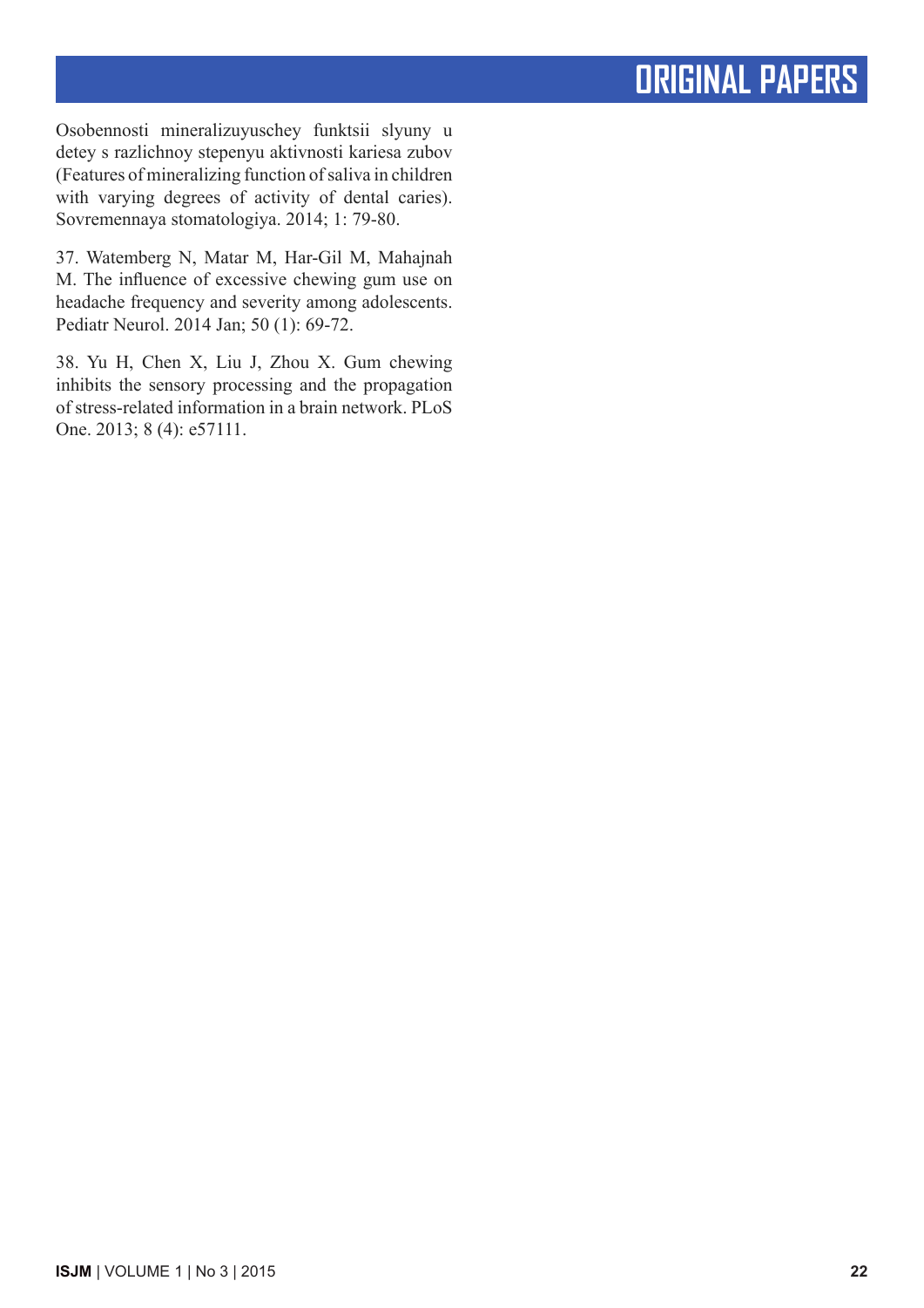Osobennosti mineralizuyuschey funktsii slyuny u detey s razlichnoy stepenyu aktivnosti kariesa zubov (Features of mineralizing function of saliva in children with varying degrees of activity of dental caries). Sovremennaya stomatologiya. 2014; 1: 79-80.

37. Watemberg N, Matar M, Har-Gil M, Mahajnah M. The influence of excessive chewing gum use on headache frequency and severity among adolescents. Pediatr Neurol. 2014 Jan; 50 (1): 69-72.

38. Yu H, Chen X, Liu J, Zhou X. Gum chewing inhibits the sensory processing and the propagation of stress-related information in a brain network. PLoS One. 2013; 8 (4): e57111.